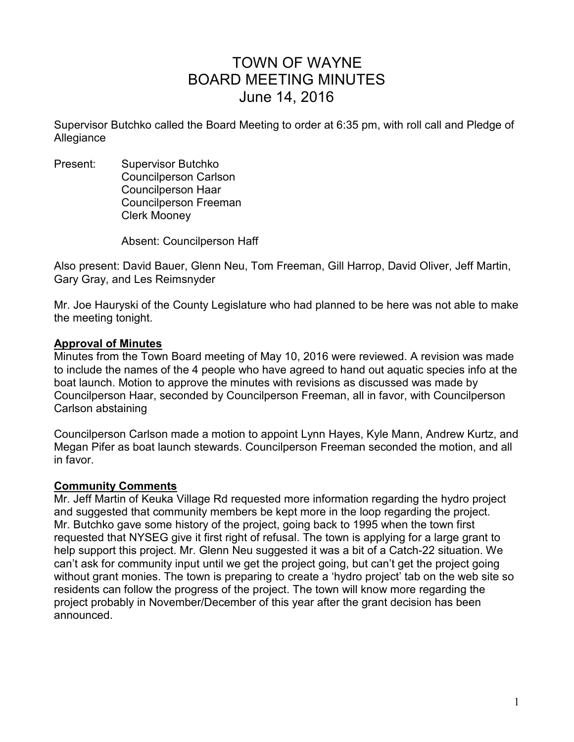# TOWN OF WAYNE
# BOARD MEETING MINUTES
# June 14, 2016

Supervisor Butchko called the Board Meeting to order at 6:35 pm, with roll call and Pledge of Allegiance

Present: Supervisor Butchko
Councilperson Carlson
Councilperson Haar
Councilperson Freeman
Clerk Mooney

Absent: Councilperson Haff

Also present: David Bauer, Glenn Neu, Tom Freeman, Gill Harrop, David Oliver, Jeff Martin, Gary Gray, and Les Reimsnyder

Mr. Joe Hauryski of the County Legislature who had planned to be here was not able to make the meeting tonight.

**Approval of Minutes**

Minutes from the Town Board meeting of May 10, 2016 were reviewed. A revision was made to include the names of the 4 people who have agreed to hand out aquatic species info at the boat launch. Motion to approve the minutes with revisions as discussed was made by Councilperson Haar, seconded by Councilperson Freeman, all in favor, with Councilperson Carlson abstaining

Councilperson Carlson made a motion to appoint Lynn Hayes, Kyle Mann, Andrew Kurtz, and Megan Pifer as boat launch stewards. Councilperson Freeman seconded the motion, and all in favor.

**Community Comments**

Mr. Jeff Martin of Keuka Village Rd requested more information regarding the hydro project and suggested that community members be kept more in the loop regarding the project. Mr. Butchko gave some history of the project, going back to 1995 when the town first requested that NYSEG give it first right of refusal. The town is applying for a large grant to help support this project. Mr. Glenn Neu suggested it was a bit of a Catch-22 situation. We can't ask for community input until we get the project going, but can't get the project going without grant monies. The town is preparing to create a 'hydro project' tab on the web site so residents can follow the progress of the project. The town will know more regarding the project probably in November/December of this year after the grant decision has been announced.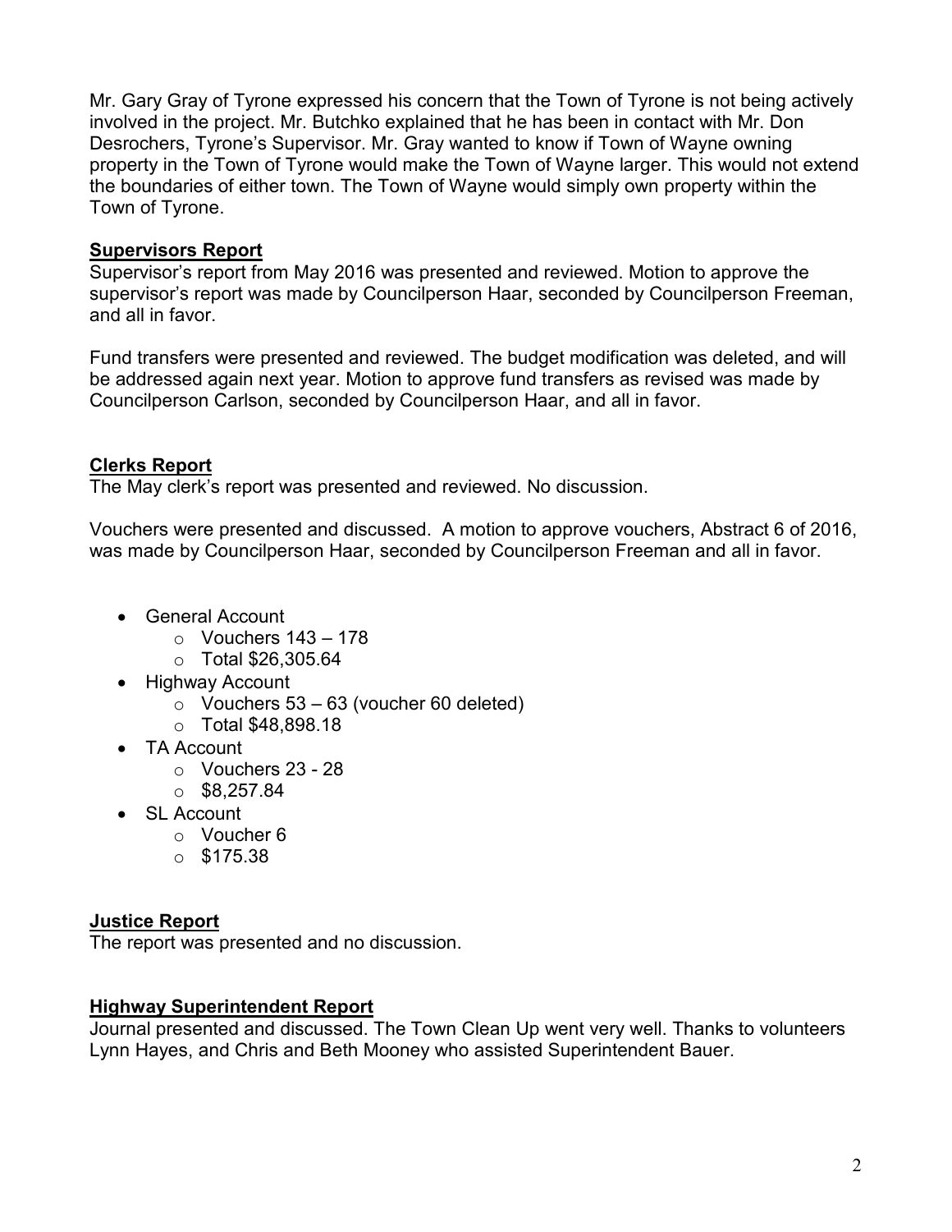Mr. Gary Gray of Tyrone expressed his concern that the Town of Tyrone is not being actively involved in the project. Mr. Butchko explained that he has been in contact with Mr. Don Desrochers, Tyrone's Supervisor. Mr. Gray wanted to know if Town of Wayne owning property in the Town of Tyrone would make the Town of Wayne larger. This would not extend the boundaries of either town. The Town of Wayne would simply own property within the Town of Tyrone.

## Supervisors Report

Supervisor's report from May 2016 was presented and reviewed. Motion to approve the supervisor's report was made by Councilperson Haar, seconded by Councilperson Freeman, and all in favor.

Fund transfers were presented and reviewed. The budget modification was deleted, and will be addressed again next year. Motion to approve fund transfers as revised was made by Councilperson Carlson, seconded by Councilperson Haar, and all in favor.

## Clerks Report

The May clerk's report was presented and reviewed. No discussion.

Vouchers were presented and discussed. A motion to approve vouchers, Abstract 6 of 2016, was made by Councilperson Haar, seconded by Councilperson Freeman and all in favor.

- General Account
  - Vouchers 143 – 178
  - Total $26,305.64
- Highway Account
  - Vouchers 53 – 63 (voucher 60 deleted)
  - Total $48,898.18
- TA Account
  - Vouchers 23 - 28
  - $8,257.84
- SL Account
  - Voucher 6
  - $175.38

## Justice Report

The report was presented and no discussion.

## Highway Superintendent Report

Journal presented and discussed. The Town Clean Up went very well. Thanks to volunteers Lynn Hayes, and Chris and Beth Mooney who assisted Superintendent Bauer.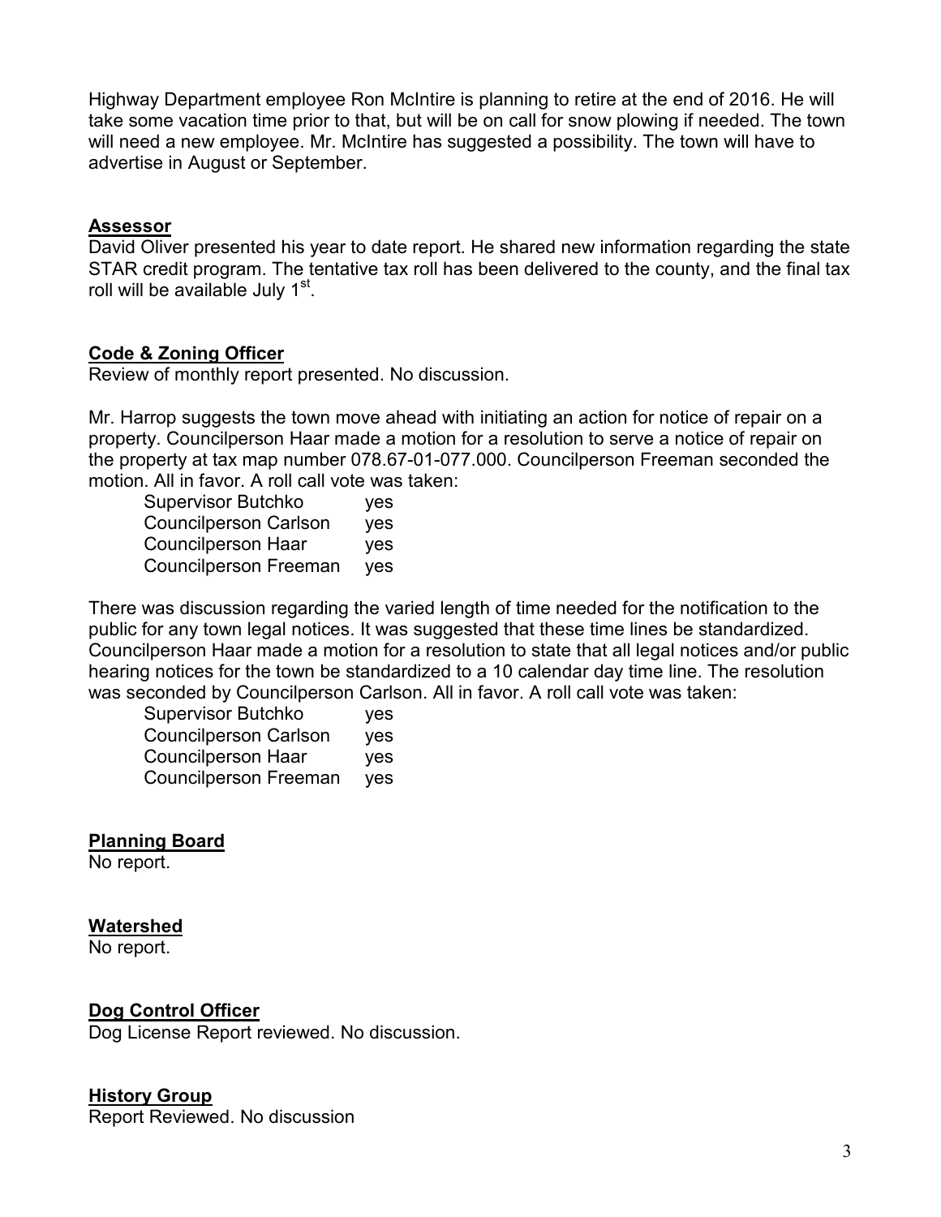Highway Department employee Ron McIntire is planning to retire at the end of 2016. He will take some vacation time prior to that, but will be on call for snow plowing if needed. The town will need a new employee. Mr. McIntire has suggested a possibility. The town will have to advertise in August or September.

## Assessor

David Oliver presented his year to date report. He shared new information regarding the state STAR credit program. The tentative tax roll has been delivered to the county, and the final tax roll will be available July 1st.

## Code & Zoning Officer

Review of monthly report presented. No discussion.

Mr. Harrop suggests the town move ahead with initiating an action for notice of repair on a property. Councilperson Haar made a motion for a resolution to serve a notice of repair on the property at tax map number 078.67-01-077.000. Councilperson Freeman seconded the motion. All in favor. A roll call vote was taken:

| | |
|---|---|
| Supervisor Butchko | yes |
| Councilperson Carlson | yes |
| Councilperson Haar | yes |
| Councilperson Freeman | yes |

There was discussion regarding the varied length of time needed for the notification to the public for any town legal notices. It was suggested that these time lines be standardized. Councilperson Haar made a motion for a resolution to state that all legal notices and/or public hearing notices for the town be standardized to a 10 calendar day time line. The resolution was seconded by Councilperson Carlson. All in favor. A roll call vote was taken:

| | |
|---|---|
| Supervisor Butchko | yes |
| Councilperson Carlson | yes |
| Councilperson Haar | yes |
| Councilperson Freeman | yes |

## Planning Board

No report.

## Watershed

No report.

## Dog Control Officer

Dog License Report reviewed. No discussion.

## History Group

Report Reviewed. No discussion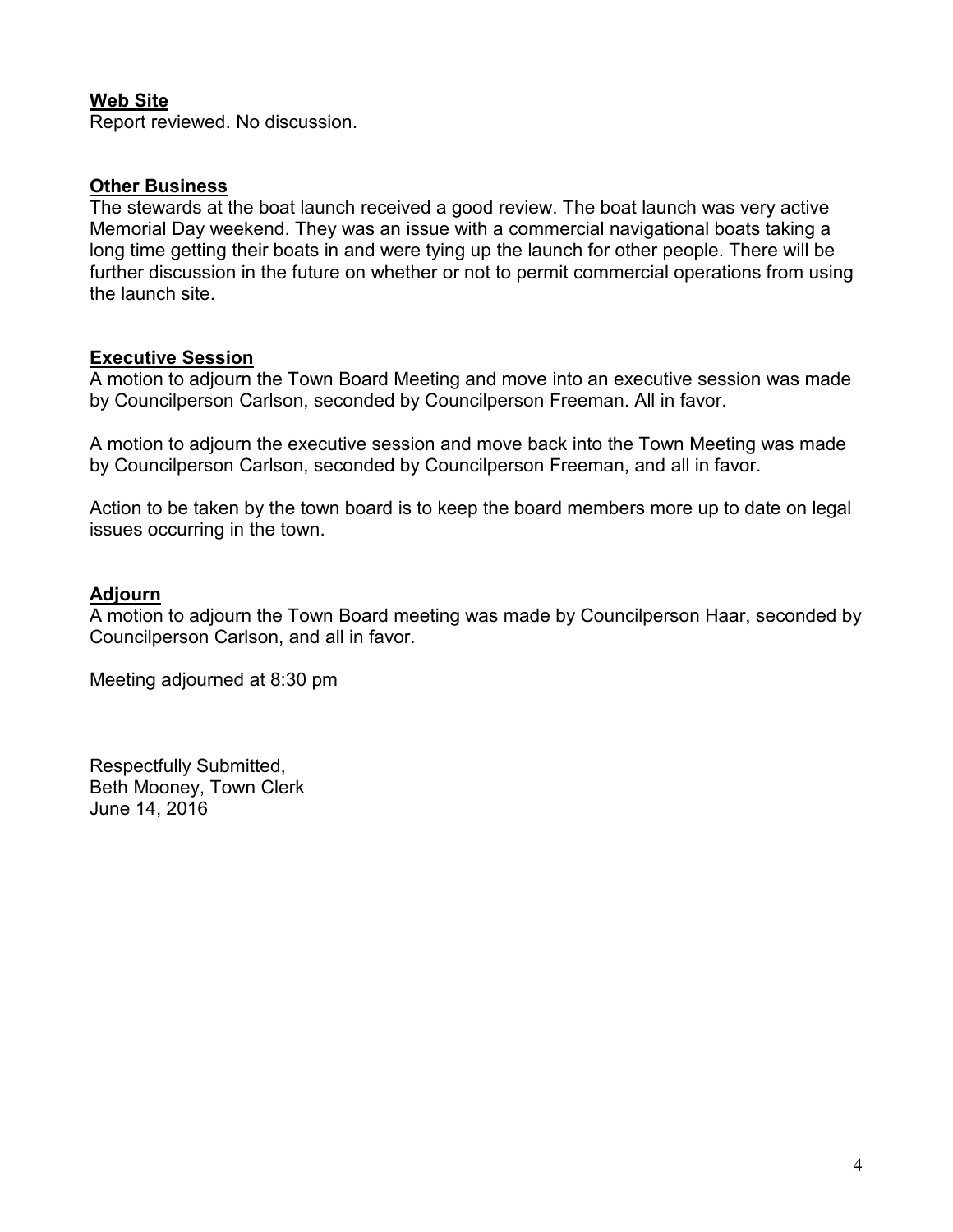**Web Site**
Report reviewed. No discussion.

**Other Business**
The stewards at the boat launch received a good review. The boat launch was very active Memorial Day weekend. They was an issue with a commercial navigational boats taking a long time getting their boats in and were tying up the launch for other people. There will be further discussion in the future on whether or not to permit commercial operations from using the launch site.

**Executive Session**
A motion to adjourn the Town Board Meeting and move into an executive session was made by Councilperson Carlson, seconded by Councilperson Freeman. All in favor.

A motion to adjourn the executive session and move back into the Town Meeting was made by Councilperson Carlson, seconded by Councilperson Freeman, and all in favor.

Action to be taken by the town board is to keep the board members more up to date on legal issues occurring in the town.

**Adjourn**
A motion to adjourn the Town Board meeting was made by Councilperson Haar, seconded by Councilperson Carlson, and all in favor.

Meeting adjourned at 8:30 pm

Respectfully Submitted,
Beth Mooney, Town Clerk
June 14, 2016